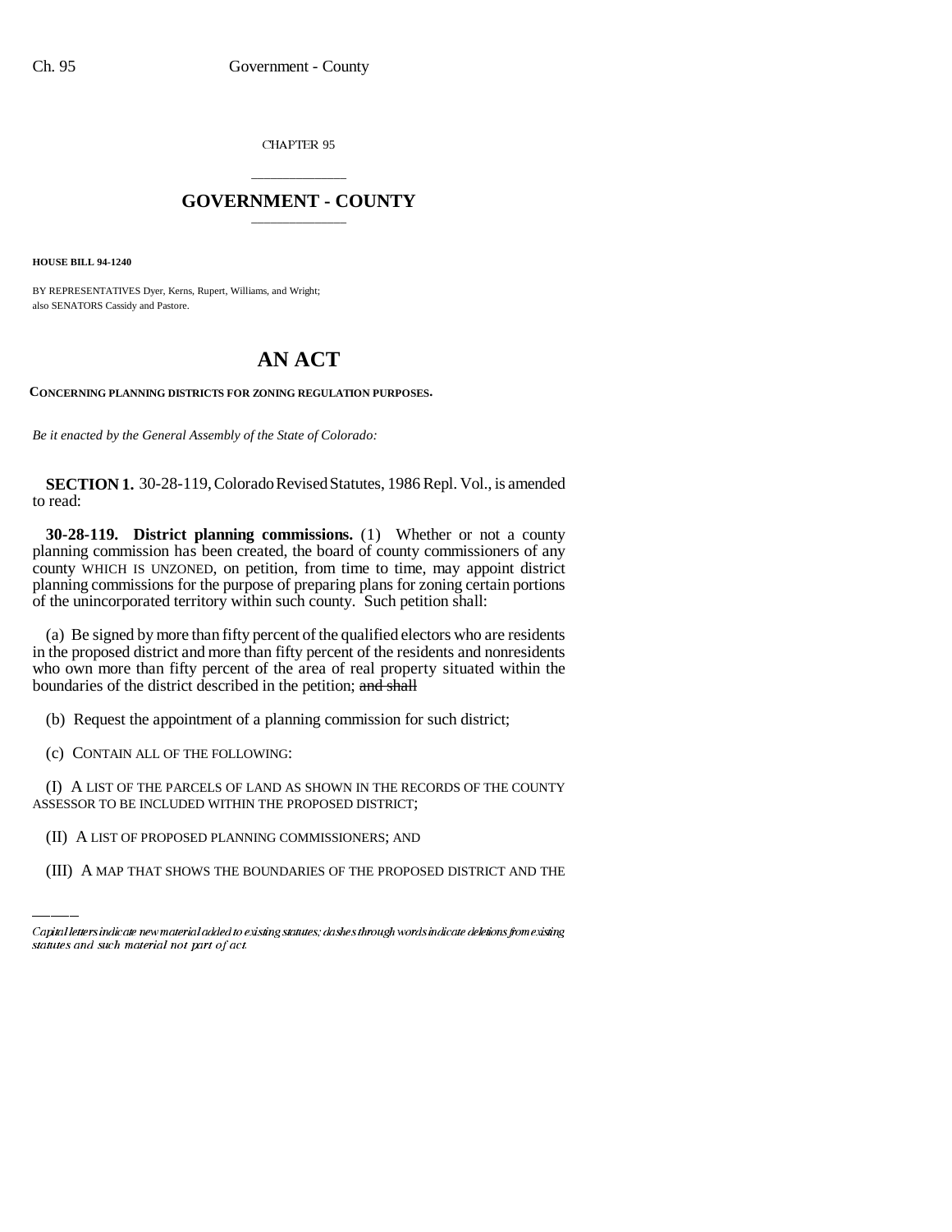CHAPTER 95

# GOVERNMENT - COUNTY

**HOUSE BILL 94-1240**

BY REPRESENTATIVES Dyer, Kerns, Rupert, Williams, and Wright;
also SENATORS Cassidy and Pastore.

# AN ACT

**CONCERNING PLANNING DISTRICTS FOR ZONING REGULATION PURPOSES.**

*Be it enacted by the General Assembly of the State of Colorado:*

**SECTION 1.** 30-28-119, Colorado Revised Statutes, 1986 Repl. Vol., is amended to read:

**30-28-119. District planning commissions.** (1) Whether or not a county planning commission has been created, the board of county commissioners of any county WHICH IS UNZONED, on petition, from time to time, may appoint district planning commissions for the purpose of preparing plans for zoning certain portions of the unincorporated territory within such county. Such petition shall:

(a) Be signed by more than fifty percent of the qualified electors who are residents in the proposed district and more than fifty percent of the residents and nonresidents who own more than fifty percent of the area of real property situated within the boundaries of the district described in the petition; ~~and shall~~

(b) Request the appointment of a planning commission for such district;

(c) CONTAIN ALL OF THE FOLLOWING:

(I) A LIST OF THE PARCELS OF LAND AS SHOWN IN THE RECORDS OF THE COUNTY ASSESSOR TO BE INCLUDED WITHIN THE PROPOSED DISTRICT;

(II) A LIST OF PROPOSED PLANNING COMMISSIONERS; AND

(III) A MAP THAT SHOWS THE BOUNDARIES OF THE PROPOSED DISTRICT AND THE

Capital letters indicate new material added to existing statutes; dashes through words indicate deletions from existing statutes and such material not part of act.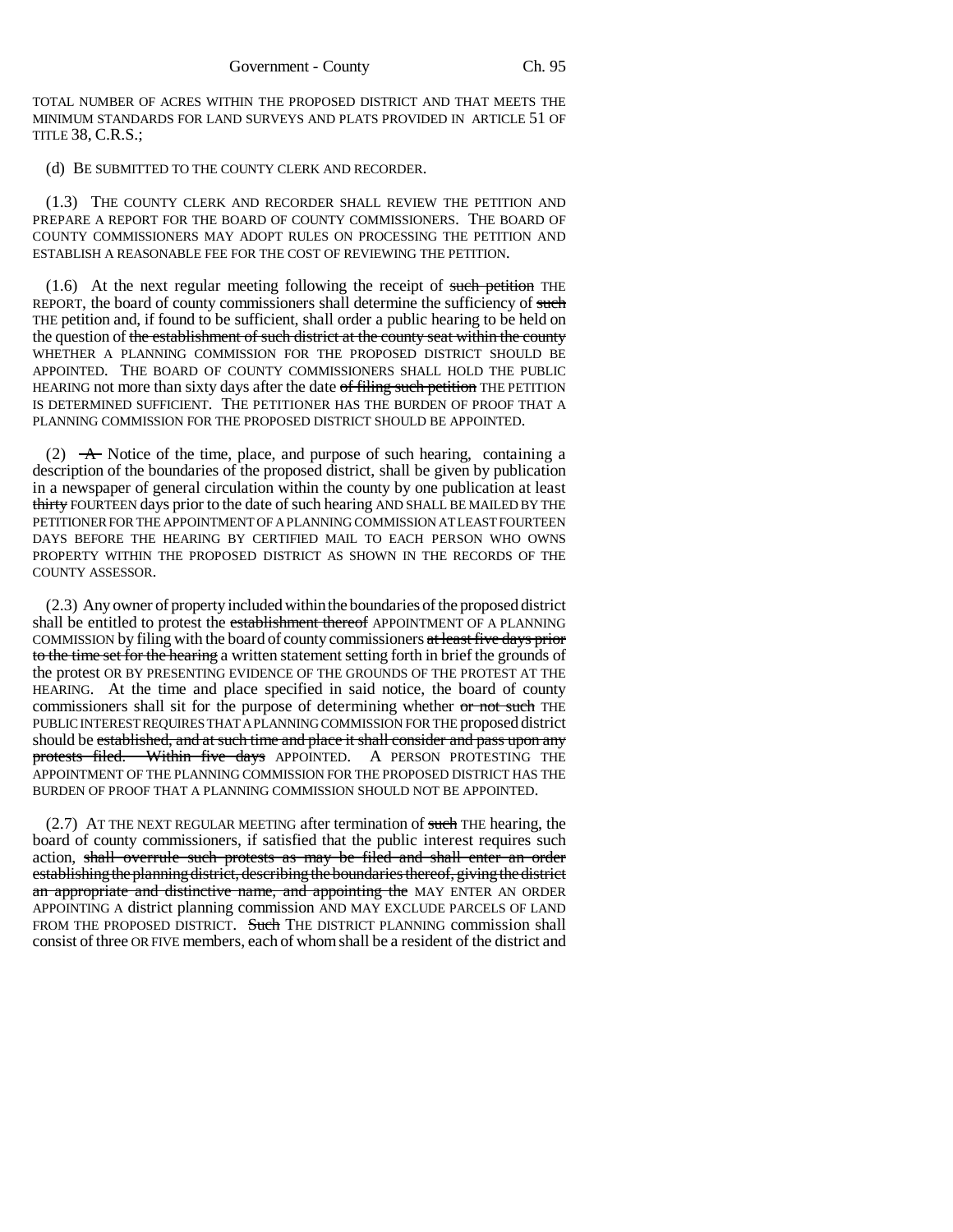TOTAL NUMBER OF ACRES WITHIN THE PROPOSED DISTRICT AND THAT MEETS THE MINIMUM STANDARDS FOR LAND SURVEYS AND PLATS PROVIDED IN ARTICLE 51 OF TITLE 38, C.R.S.;

(d) BE SUBMITTED TO THE COUNTY CLERK AND RECORDER.

(1.3) THE COUNTY CLERK AND RECORDER SHALL REVIEW THE PETITION AND PREPARE A REPORT FOR THE BOARD OF COUNTY COMMISSIONERS. THE BOARD OF COUNTY COMMISSIONERS MAY ADOPT RULES ON PROCESSING THE PETITION AND ESTABLISH A REASONABLE FEE FOR THE COST OF REVIEWING THE PETITION.

(1.6) At the next regular meeting following the receipt of ~~such petition~~ THE REPORT, the board of county commissioners shall determine the sufficiency of ~~such~~ THE petition and, if found to be sufficient, shall order a public hearing to be held on the question of ~~the establishment of such district at the county seat within the county~~ WHETHER A PLANNING COMMISSION FOR THE PROPOSED DISTRICT SHOULD BE APPOINTED. THE BOARD OF COUNTY COMMISSIONERS SHALL HOLD THE PUBLIC HEARING not more than sixty days after the date ~~of filing such petition~~ THE PETITION IS DETERMINED SUFFICIENT. THE PETITIONER HAS THE BURDEN OF PROOF THAT A PLANNING COMMISSION FOR THE PROPOSED DISTRICT SHOULD BE APPOINTED.

(2) ~~A~~ Notice of the time, place, and purpose of such hearing, containing a description of the boundaries of the proposed district, shall be given by publication in a newspaper of general circulation within the county by one publication at least ~~thirty~~ FOURTEEN days prior to the date of such hearing AND SHALL BE MAILED BY THE PETITIONER FOR THE APPOINTMENT OF A PLANNING COMMISSION AT LEAST FOURTEEN DAYS BEFORE THE HEARING BY CERTIFIED MAIL TO EACH PERSON WHO OWNS PROPERTY WITHIN THE PROPOSED DISTRICT AS SHOWN IN THE RECORDS OF THE COUNTY ASSESSOR.

(2.3) Any owner of property included within the boundaries of the proposed district shall be entitled to protest the ~~establishment thereof~~ APPOINTMENT OF A PLANNING COMMISSION by filing with the board of county commissioners ~~at least five days prior to the time set for the hearing~~ a written statement setting forth in brief the grounds of the protest OR BY PRESENTING EVIDENCE OF THE GROUNDS OF THE PROTEST AT THE HEARING. At the time and place specified in said notice, the board of county commissioners shall sit for the purpose of determining whether ~~or not such~~ THE PUBLIC INTEREST REQUIRES THAT A PLANNING COMMISSION FOR THE proposed district should be ~~established, and at such time and place it shall consider and pass upon any protests filed. Within five days~~ APPOINTED. A PERSON PROTESTING THE APPOINTMENT OF THE PLANNING COMMISSION FOR THE PROPOSED DISTRICT HAS THE BURDEN OF PROOF THAT A PLANNING COMMISSION SHOULD NOT BE APPOINTED.

(2.7) AT THE NEXT REGULAR MEETING after termination of ~~such~~ THE hearing, the board of county commissioners, if satisfied that the public interest requires such action, ~~shall overrule such protests as may be filed and shall enter an order establishing the planning district, describing the boundaries thereof, giving the district an appropriate and distinctive name, and appointing the~~ MAY ENTER AN ORDER APPOINTING A district planning commission AND MAY EXCLUDE PARCELS OF LAND FROM THE PROPOSED DISTRICT. ~~Such~~ THE DISTRICT PLANNING commission shall consist of three OR FIVE members, each of whom shall be a resident of the district and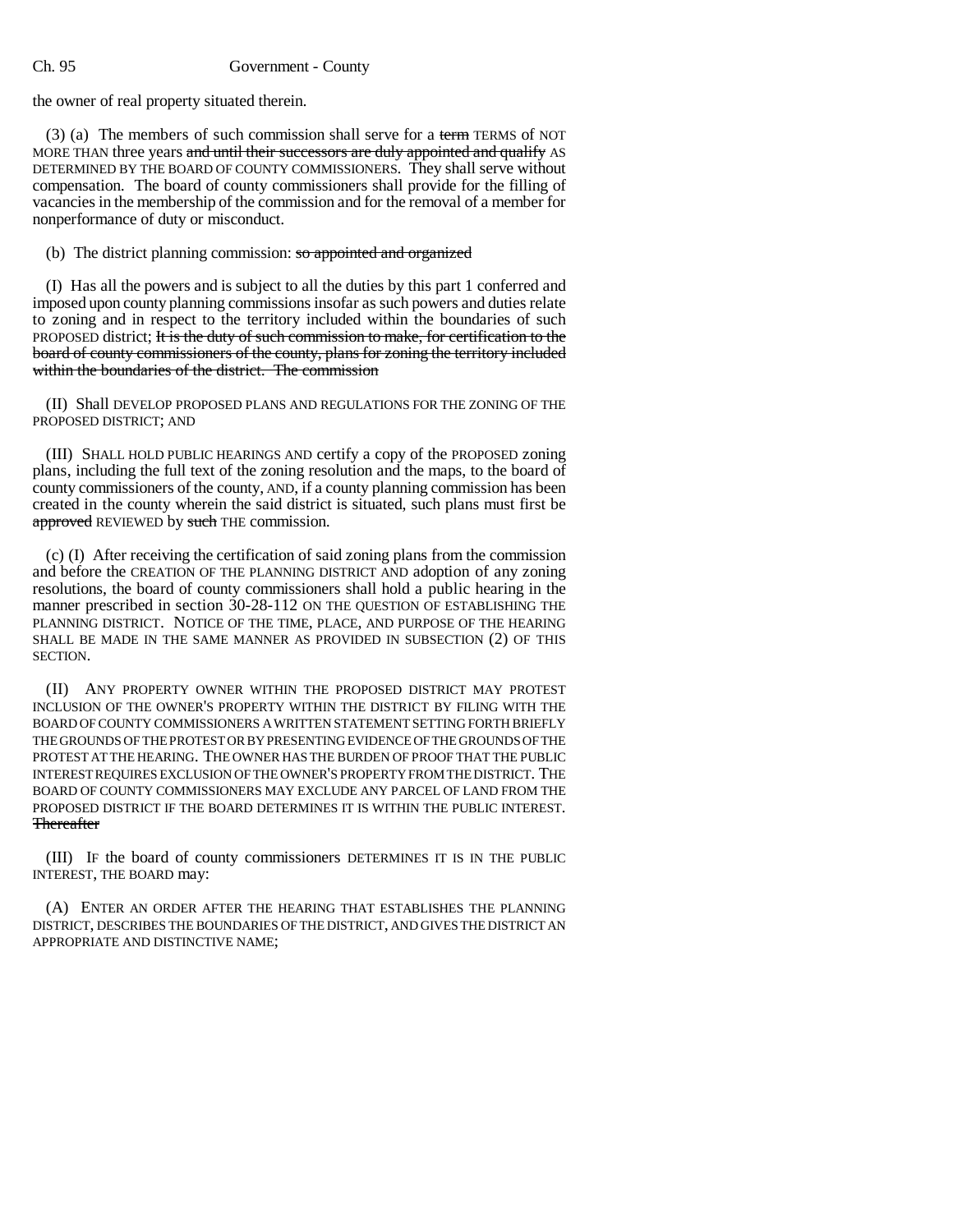the owner of real property situated therein.

(3) (a) The members of such commission shall serve for a ~~term~~ TERMS of NOT MORE THAN three years ~~and until their successors are duly appointed and qualify~~ AS DETERMINED BY THE BOARD OF COUNTY COMMISSIONERS. They shall serve without compensation. The board of county commissioners shall provide for the filling of vacancies in the membership of the commission and for the removal of a member for nonperformance of duty or misconduct.

(b) The district planning commission: ~~so appointed and organized~~

(I) Has all the powers and is subject to all the duties by this part 1 conferred and imposed upon county planning commissions insofar as such powers and duties relate to zoning and in respect to the territory included within the boundaries of such PROPOSED district; ~~It is the duty of such commission to make, for certification to the board of county commissioners of the county, plans for zoning the territory included within the boundaries of the district. The commission~~

(II) Shall DEVELOP PROPOSED PLANS AND REGULATIONS FOR THE ZONING OF THE PROPOSED DISTRICT; AND

(III) SHALL HOLD PUBLIC HEARINGS AND certify a copy of the PROPOSED zoning plans, including the full text of the zoning resolution and the maps, to the board of county commissioners of the county, AND, if a county planning commission has been created in the county wherein the said district is situated, such plans must first be ~~approved~~ REVIEWED by ~~such~~ THE commission.

(c) (I) After receiving the certification of said zoning plans from the commission and before the CREATION OF THE PLANNING DISTRICT AND adoption of any zoning resolutions, the board of county commissioners shall hold a public hearing in the manner prescribed in section 30-28-112 ON THE QUESTION OF ESTABLISHING THE PLANNING DISTRICT. NOTICE OF THE TIME, PLACE, AND PURPOSE OF THE HEARING SHALL BE MADE IN THE SAME MANNER AS PROVIDED IN SUBSECTION (2) OF THIS SECTION.

(II) ANY PROPERTY OWNER WITHIN THE PROPOSED DISTRICT MAY PROTEST INCLUSION OF THE OWNER'S PROPERTY WITHIN THE DISTRICT BY FILING WITH THE BOARD OF COUNTY COMMISSIONERS A WRITTEN STATEMENT SETTING FORTH BRIEFLY THE GROUNDS OF THE PROTEST OR BY PRESENTING EVIDENCE OF THE GROUNDS OF THE PROTEST AT THE HEARING. THE OWNER HAS THE BURDEN OF PROOF THAT THE PUBLIC INTEREST REQUIRES EXCLUSION OF THE OWNER'S PROPERTY FROM THE DISTRICT. THE BOARD OF COUNTY COMMISSIONERS MAY EXCLUDE ANY PARCEL OF LAND FROM THE PROPOSED DISTRICT IF THE BOARD DETERMINES IT IS WITHIN THE PUBLIC INTEREST. ~~Thereafter~~

(III) IF the board of county commissioners DETERMINES IT IS IN THE PUBLIC INTEREST, THE BOARD may:

(A) ENTER AN ORDER AFTER THE HEARING THAT ESTABLISHES THE PLANNING DISTRICT, DESCRIBES THE BOUNDARIES OF THE DISTRICT, AND GIVES THE DISTRICT AN APPROPRIATE AND DISTINCTIVE NAME;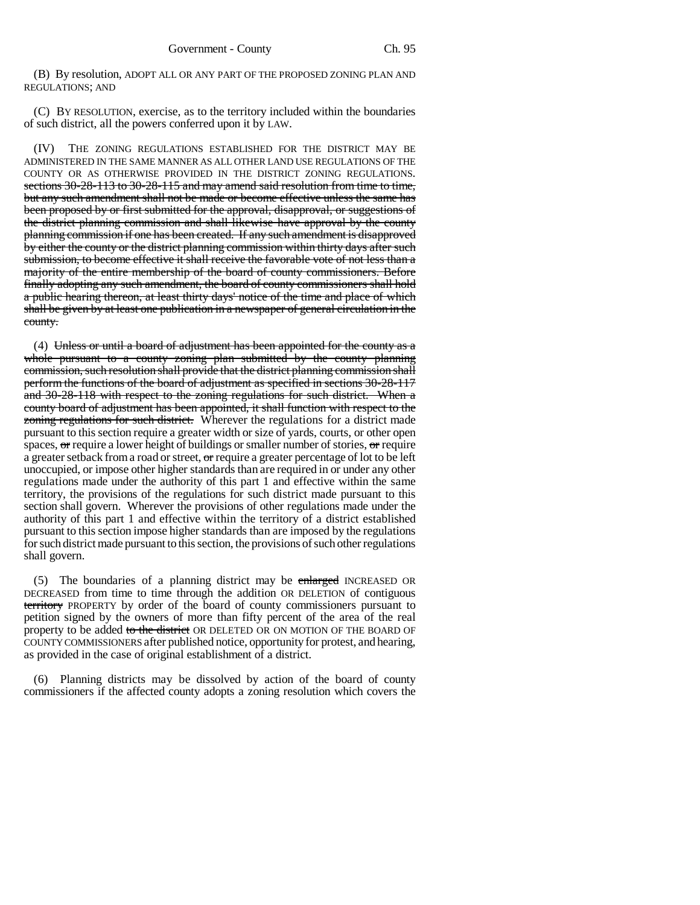(B) By resolution, ADOPT ALL OR ANY PART OF THE PROPOSED ZONING PLAN AND REGULATIONS; AND

(C) BY RESOLUTION, exercise, as to the territory included within the boundaries of such district, all the powers conferred upon it by LAW.

(IV) THE ZONING REGULATIONS ESTABLISHED FOR THE DISTRICT MAY BE ADMINISTERED IN THE SAME MANNER AS ALL OTHER LAND USE REGULATIONS OF THE COUNTY OR AS OTHERWISE PROVIDED IN THE DISTRICT ZONING REGULATIONS. ~~sections 30-28-113 to 30-28-115 and may amend said resolution from time to time, but any such amendment shall not be made or become effective unless the same has been proposed by or first submitted for the approval, disapproval, or suggestions of the district planning commission and shall likewise have approval by the county planning commission if one has been created. If any such amendment is disapproved by either the county or the district planning commission within thirty days after such submission, to become effective it shall receive the favorable vote of not less than a majority of the entire membership of the board of county commissioners. Before finally adopting any such amendment, the board of county commissioners shall hold a public hearing thereon, at least thirty days' notice of the time and place of which shall be given by at least one publication in a newspaper of general circulation in the county.~~

(4) ~~Unless or until a board of adjustment has been appointed for the county as a whole pursuant to a county zoning plan submitted by the county planning commission, such resolution shall provide that the district planning commission shall perform the functions of the board of adjustment as specified in sections 30-28-117 and 30-28-118 with respect to the zoning regulations for such district. When a county board of adjustment has been appointed, it shall function with respect to the zoning regulations for such district.~~ Wherever the regulations for a district made pursuant to this section require a greater width or size of yards, courts, or other open spaces, ~~or~~ require a lower height of buildings or smaller number of stories, ~~or~~ require a greater setback from a road or street, ~~or~~ require a greater percentage of lot to be left unoccupied, or impose other higher standards than are required in or under any other regulations made under the authority of this part 1 and effective within the same territory, the provisions of the regulations for such district made pursuant to this section shall govern. Wherever the provisions of other regulations made under the authority of this part 1 and effective within the territory of a district established pursuant to this section impose higher standards than are imposed by the regulations for such district made pursuant to this section, the provisions of such other regulations shall govern.

(5) The boundaries of a planning district may be ~~enlarged~~ INCREASED OR DECREASED from time to time through the addition OR DELETION of contiguous ~~territory~~ PROPERTY by order of the board of county commissioners pursuant to petition signed by the owners of more than fifty percent of the area of the real property to be added ~~to the district~~ OR DELETED OR ON MOTION OF THE BOARD OF COUNTY COMMISSIONERS after published notice, opportunity for protest, and hearing, as provided in the case of original establishment of a district.

(6) Planning districts may be dissolved by action of the board of county commissioners if the affected county adopts a zoning resolution which covers the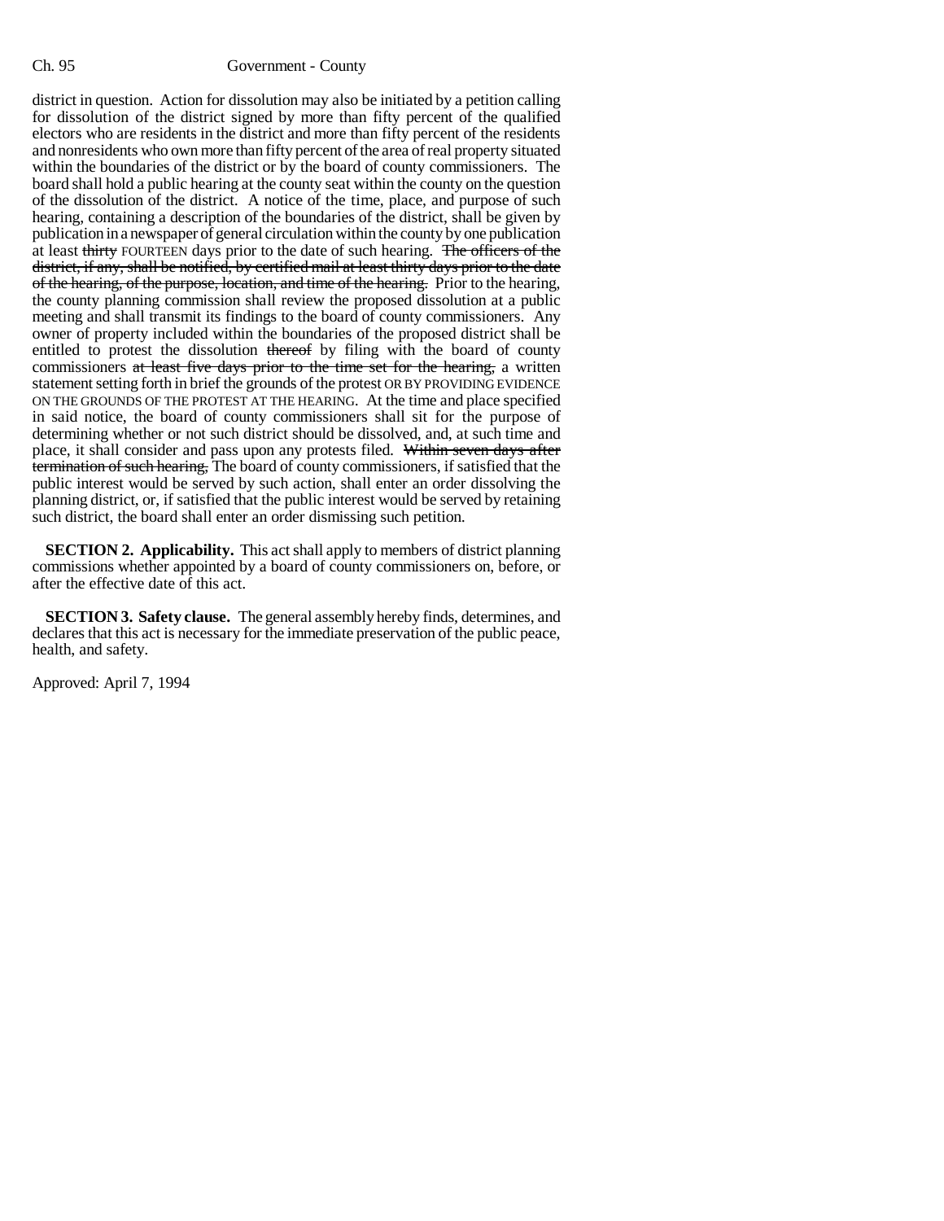district in question. Action for dissolution may also be initiated by a petition calling for dissolution of the district signed by more than fifty percent of the qualified electors who are residents in the district and more than fifty percent of the residents and nonresidents who own more than fifty percent of the area of real property situated within the boundaries of the district or by the board of county commissioners. The board shall hold a public hearing at the county seat within the county on the question of the dissolution of the district. A notice of the time, place, and purpose of such hearing, containing a description of the boundaries of the district, shall be given by publication in a newspaper of general circulation within the county by one publication at least ~~thirty~~ FOURTEEN days prior to the date of such hearing. ~~The officers of the district, if any, shall be notified, by certified mail at least thirty days prior to the date of the hearing, of the purpose, location, and time of the hearing.~~ Prior to the hearing, the county planning commission shall review the proposed dissolution at a public meeting and shall transmit its findings to the board of county commissioners. Any owner of property included within the boundaries of the proposed district shall be entitled to protest the dissolution ~~thereof~~ by filing with the board of county commissioners ~~at least five days prior to the time set for the hearing,~~ a written statement setting forth in brief the grounds of the protest OR BY PROVIDING EVIDENCE ON THE GROUNDS OF THE PROTEST AT THE HEARING. At the time and place specified in said notice, the board of county commissioners shall sit for the purpose of determining whether or not such district should be dissolved, and, at such time and place, it shall consider and pass upon any protests filed. ~~Within seven days after termination of such hearing,~~ The board of county commissioners, if satisfied that the public interest would be served by such action, shall enter an order dissolving the planning district, or, if satisfied that the public interest would be served by retaining such district, the board shall enter an order dismissing such petition.

**SECTION 2. Applicability.** This act shall apply to members of district planning commissions whether appointed by a board of county commissioners on, before, or after the effective date of this act.

**SECTION 3. Safety clause.** The general assembly hereby finds, determines, and declares that this act is necessary for the immediate preservation of the public peace, health, and safety.

Approved: April 7, 1994